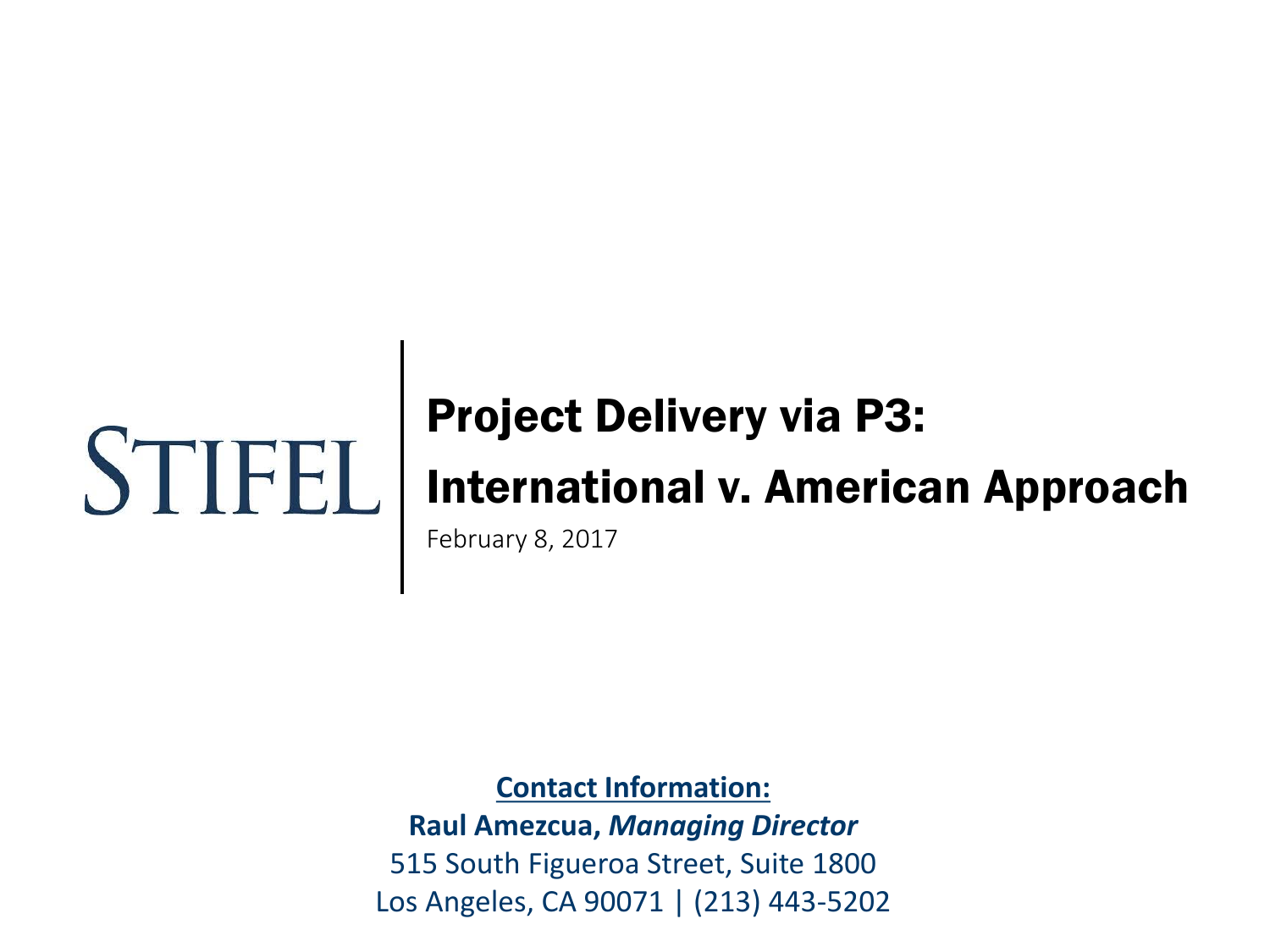STIFEL

# Project Delivery via P3: International v. American Approach

February 8, 2017

**Contact Information:**

**Raul Amezcua,** ***Managing Director***

515 South Figueroa Street, Suite 1800

Los Angeles, CA 90071 | (213) 443-5202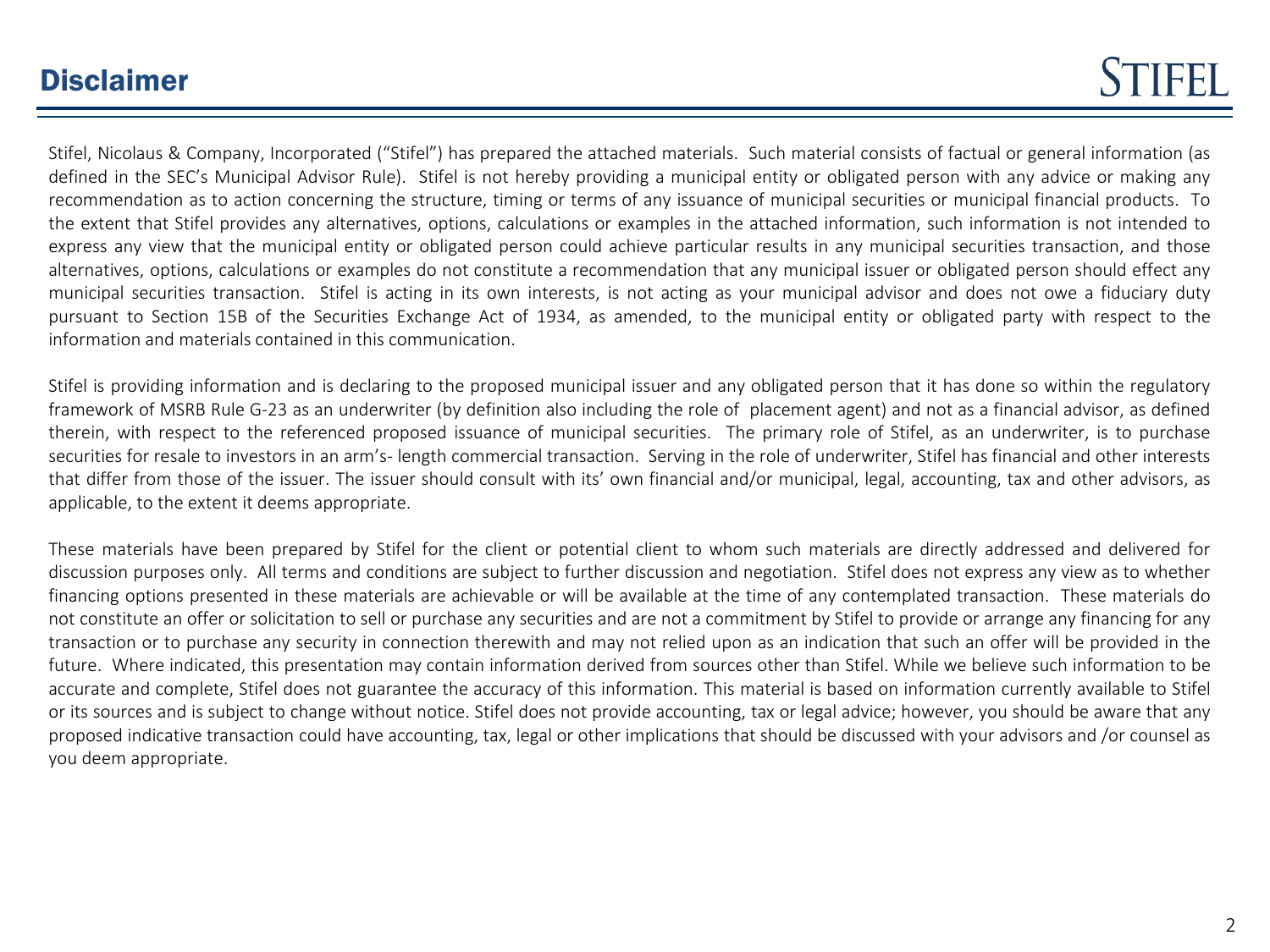# Disclaimer

Stifel, Nicolaus & Company, Incorporated ("Stifel") has prepared the attached materials. Such material consists of factual or general information (as defined in the SEC's Municipal Advisor Rule). Stifel is not hereby providing a municipal entity or obligated person with any advice or making any recommendation as to action concerning the structure, timing or terms of any issuance of municipal securities or municipal financial products. To the extent that Stifel provides any alternatives, options, calculations or examples in the attached information, such information is not intended to express any view that the municipal entity or obligated person could achieve particular results in any municipal securities transaction, and those alternatives, options, calculations or examples do not constitute a recommendation that any municipal issuer or obligated person should effect any municipal securities transaction. Stifel is acting in its own interests, is not acting as your municipal advisor and does not owe a fiduciary duty pursuant to Section 15B of the Securities Exchange Act of 1934, as amended, to the municipal entity or obligated party with respect to the information and materials contained in this communication.

Stifel is providing information and is declaring to the proposed municipal issuer and any obligated person that it has done so within the regulatory framework of MSRB Rule G-23 as an underwriter (by definition also including the role of placement agent) and not as a financial advisor, as defined therein, with respect to the referenced proposed issuance of municipal securities. The primary role of Stifel, as an underwriter, is to purchase securities for resale to investors in an arm's- length commercial transaction. Serving in the role of underwriter, Stifel has financial and other interests that differ from those of the issuer. The issuer should consult with its' own financial and/or municipal, legal, accounting, tax and other advisors, as applicable, to the extent it deems appropriate.

These materials have been prepared by Stifel for the client or potential client to whom such materials are directly addressed and delivered for discussion purposes only. All terms and conditions are subject to further discussion and negotiation. Stifel does not express any view as to whether financing options presented in these materials are achievable or will be available at the time of any contemplated transaction. These materials do not constitute an offer or solicitation to sell or purchase any securities and are not a commitment by Stifel to provide or arrange any financing for any transaction or to purchase any security in connection therewith and may not relied upon as an indication that such an offer will be provided in the future. Where indicated, this presentation may contain information derived from sources other than Stifel. While we believe such information to be accurate and complete, Stifel does not guarantee the accuracy of this information. This material is based on information currently available to Stifel or its sources and is subject to change without notice. Stifel does not provide accounting, tax or legal advice; however, you should be aware that any proposed indicative transaction could have accounting, tax, legal or other implications that should be discussed with your advisors and /or counsel as you deem appropriate.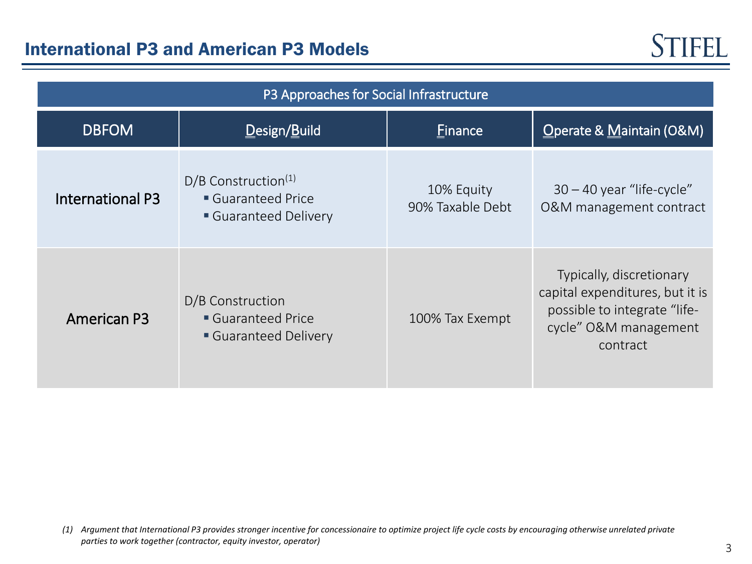# International P3 and American P3 Models

| P3 Approaches for Social Infrastructure | | | |
|---|---|---|---|
| DBFOM | Design/Build | Finance | Operate & Maintain (O&M) |
| International P3 | D/B Construction[1]<br>▪ Guaranteed Price<br>▪ Guaranteed Delivery | 10% Equity<br>90% Taxable Debt | 30 – 40 year "life-cycle" O&M management contract |
| American P3 | D/B Construction<br>▪ Guaranteed Price<br>▪ Guaranteed Delivery | 100% Tax Exempt | Typically, discretionary capital expenditures, but it is possible to integrate "life-cycle" O&M management contract |

*(1) Argument that International P3 provides stronger incentive for concessionaire to optimize project life cycle costs by encouraging otherwise unrelated private parties to work together (contractor, equity investor, operator)*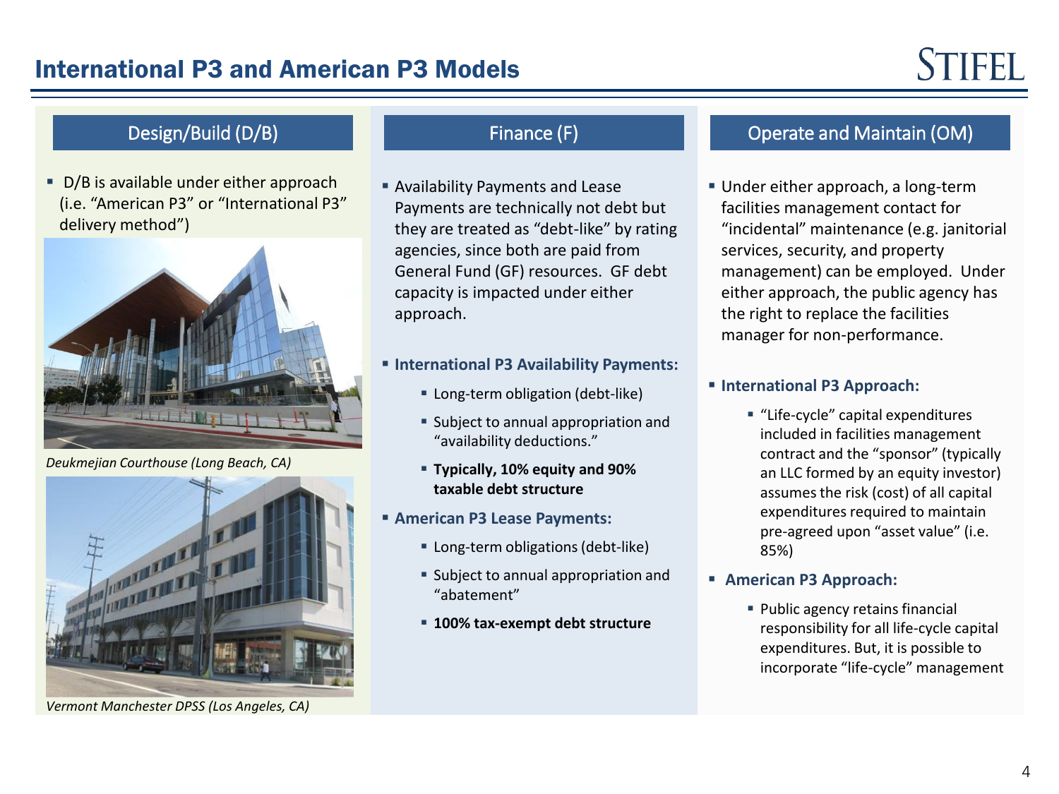# International P3 and American P3 Models

## Design/Build (D/B)

- D/B is available under either approach (i.e. "American P3" or "International P3" delivery method")

*Deukmejian Courthouse (Long Beach, CA)*

*Vermont Manchester DPSS (Los Angeles, CA)*

## Finance (F)

- Availability Payments and Lease Payments are technically not debt but they are treated as "debt-like" by rating agencies, since both are paid from General Fund (GF) resources. GF debt capacity is impacted under either approach.
- **International P3 Availability Payments:**
  - Long-term obligation (debt-like)
  - Subject to annual appropriation and "availability deductions."
  - **Typically, 10% equity and 90% taxable debt structure**
- **American P3 Lease Payments:**
  - Long-term obligations (debt-like)
  - Subject to annual appropriation and "abatement"
  - **100% tax-exempt debt structure**

## Operate and Maintain (OM)

- Under either approach, a long-term facilities management contact for "incidental" maintenance (e.g. janitorial services, security, and property management) can be employed. Under either approach, the public agency has the right to replace the facilities manager for non-performance.
- **International P3 Approach:**
  - "Life-cycle" capital expenditures included in facilities management contract and the "sponsor" (typically an LLC formed by an equity investor) assumes the risk (cost) of all capital expenditures required to maintain pre-agreed upon "asset value" (i.e. 85%)
- **American P3 Approach:**
  - Public agency retains financial responsibility for all life-cycle capital expenditures. But, it is possible to incorporate "life-cycle" management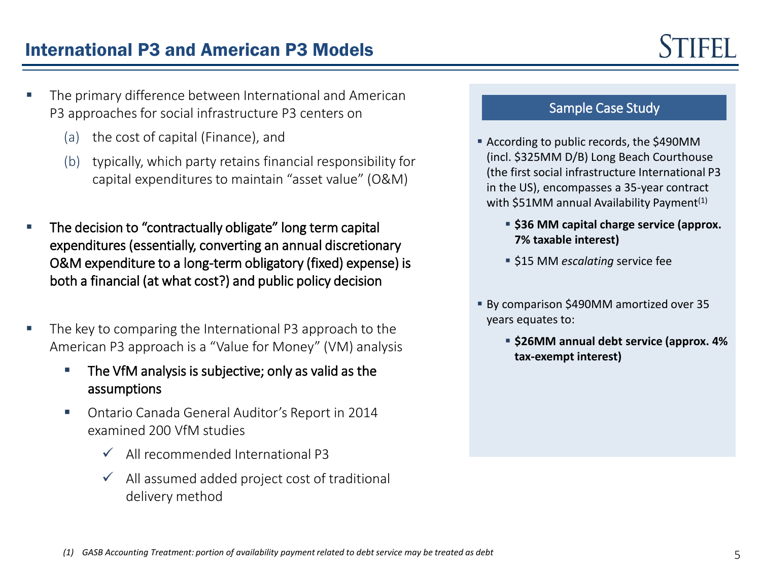# International P3 and American P3 Models

- The primary difference between International and American P3 approaches for social infrastructure P3 centers on
  - (a) the cost of capital (Finance), and
  - (b) typically, which party retains financial responsibility for capital expenditures to maintain "asset value" (O&M)
- The decision to "contractually obligate" long term capital expenditures (essentially, converting an annual discretionary O&M expenditure to a long-term obligatory (fixed) expense) is both a financial (at what cost?) and public policy decision
- The key to comparing the International P3 approach to the American P3 approach is a "Value for Money" (VM) analysis
  - The VfM analysis is subjective; only as valid as the assumptions
  - Ontario Canada General Auditor's Report in 2014 examined 200 VfM studies
    - ✓ All recommended International P3
    - ✓ All assumed added project cost of traditional delivery method

## Sample Case Study

- According to public records, the $490MM (incl. $325MM D/B) Long Beach Courthouse (the first social infrastructure International P3 in the US), encompasses a 35-year contract with $51MM annual Availability Payment[1]
  - **$36 MM capital charge service (approx. 7% taxable interest)**
  - $15 MM *escalating* service fee
- By comparison $490MM amortized over 35 years equates to:
  - **$26MM annual debt service (approx. 4% tax-exempt interest)**

*(1) GASB Accounting Treatment: portion of availability payment related to debt service may be treated as debt*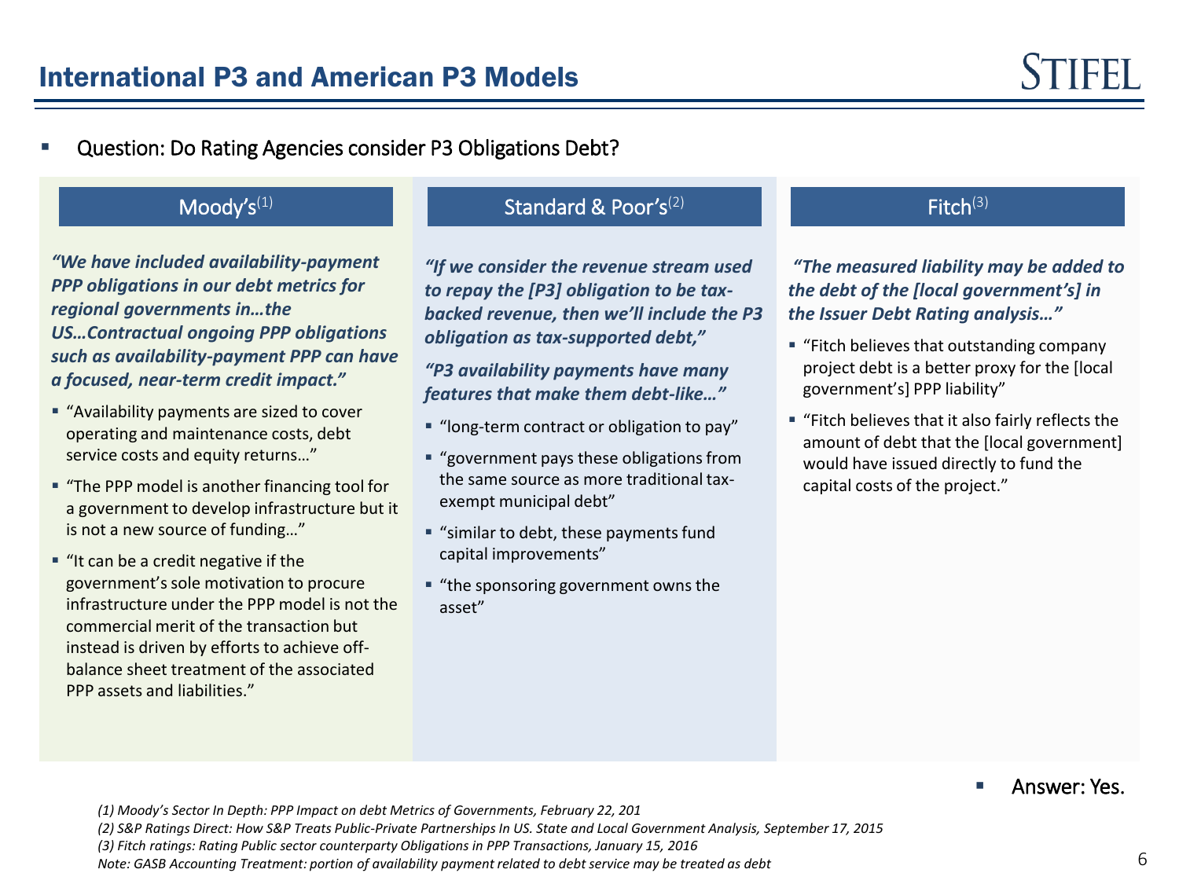# International P3 and American P3 Models

- Question: Do Rating Agencies consider P3 Obligations Debt?

## Moody's[1]

***"We have included availability-payment PPP obligations in our debt metrics for regional governments in…the US…Contractual ongoing PPP obligations such as availability-payment PPP can have a focused, near-term credit impact."***

- "Availability payments are sized to cover operating and maintenance costs, debt service costs and equity returns…"
- "The PPP model is another financing tool for a government to develop infrastructure but it is not a new source of funding…"
- "It can be a credit negative if the government's sole motivation to procure infrastructure under the PPP model is not the commercial merit of the transaction but instead is driven by efforts to achieve off-balance sheet treatment of the associated PPP assets and liabilities."

## Standard & Poor's[2]

***"If we consider the revenue stream used to repay the [P3] obligation to be tax-backed revenue, then we'll include the P3 obligation as tax-supported debt,"***

***"P3 availability payments have many features that make them debt-like…"***

- "long-term contract or obligation to pay"
- "government pays these obligations from the same source as more traditional tax-exempt municipal debt"
- "similar to debt, these payments fund capital improvements"
- "the sponsoring government owns the asset"

## Fitch[3]

***"The measured liability may be added to the debt of the [local government's] in the Issuer Debt Rating analysis…"***

- "Fitch believes that outstanding company project debt is a better proxy for the [local government's] PPP liability"
- "Fitch believes that it also fairly reflects the amount of debt that the [local government] would have issued directly to fund the capital costs of the project."

- Answer: Yes.

*(1) Moody's Sector In Depth: PPP Impact on debt Metrics of Governments, February 22, 201*

*(2) S&P Ratings Direct: How S&P Treats Public-Private Partnerships In US. State and Local Government Analysis, September 17, 2015*

*(3) Fitch ratings: Rating Public sector counterparty Obligations in PPP Transactions, January 15, 2016*

*Note: GASB Accounting Treatment: portion of availability payment related to debt service may be treated as debt*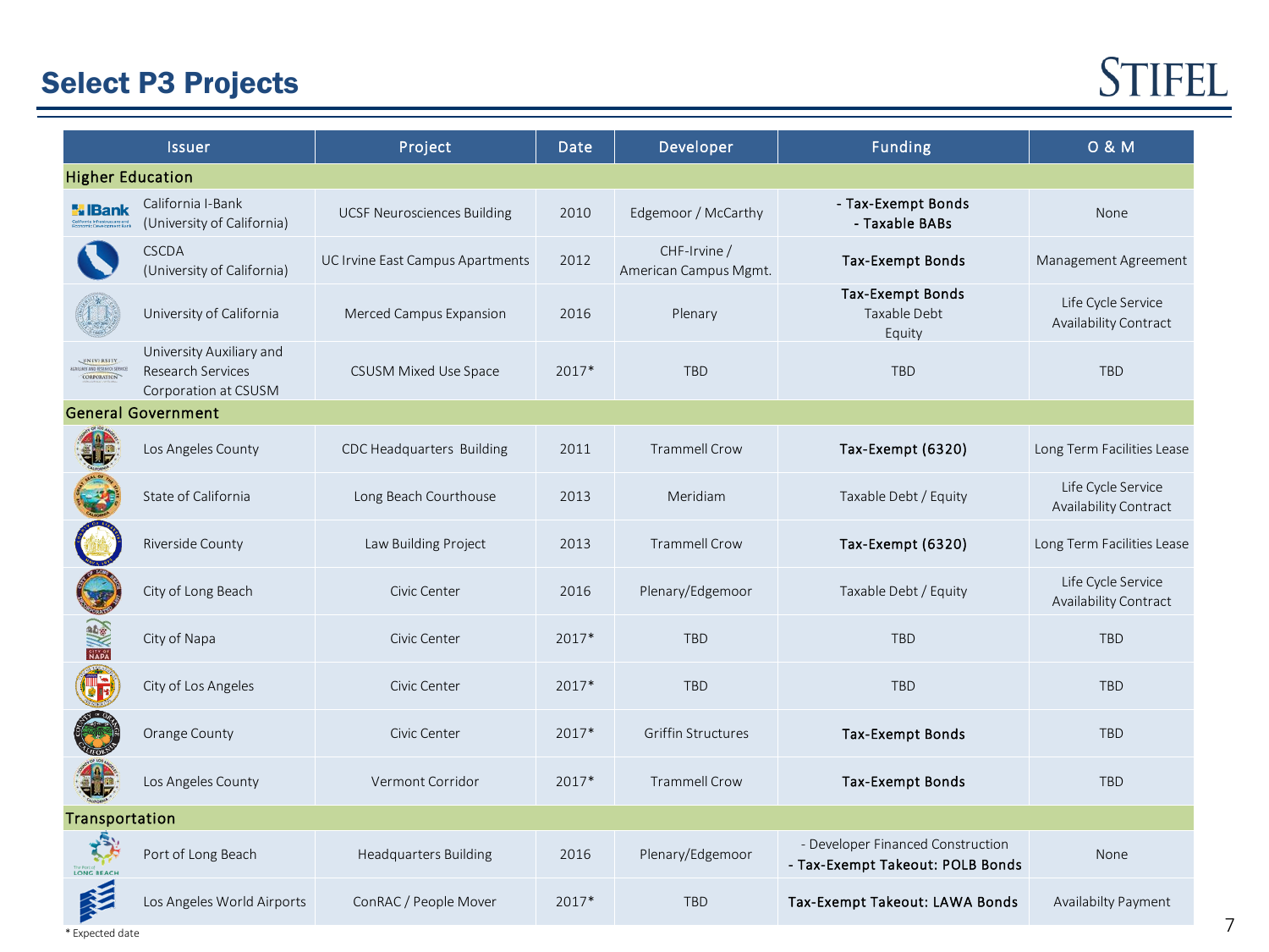# Select P3 Projects

| Issuer | Project | Date | Developer | Funding | O & M |
|---|---|---|---|---|---|
| **Higher Education** | | | | | |
| California I-Bank (University of California) | UCSF Neurosciences Building | 2010 | Edgemoor / McCarthy | - **Tax-Exempt Bonds** - **Taxable BABs** | None |
| CSCDA (University of California) | UC Irvine East Campus Apartments | 2012 | CHF-Irvine / American Campus Mgmt. | **Tax-Exempt Bonds** | Management Agreement |
| University of California | Merced Campus Expansion | 2016 | Plenary | **Tax-Exempt Bonds** Taxable Debt Equity | Life Cycle Service Availability Contract |
| University Auxiliary and Research Services Corporation at CSUSM | CSUSM Mixed Use Space | 2017* | TBD | TBD | TBD |
| **General Government** | | | | | |
| Los Angeles County | CDC Headquarters Building | 2011 | Trammell Crow | **Tax-Exempt (6320)** | Long Term Facilities Lease |
| State of California | Long Beach Courthouse | 2013 | Meridiam | Taxable Debt / Equity | Life Cycle Service Availability Contract |
| Riverside County | Law Building Project | 2013 | Trammell Crow | **Tax-Exempt (6320)** | Long Term Facilities Lease |
| City of Long Beach | Civic Center | 2016 | Plenary/Edgemoor | Taxable Debt / Equity | Life Cycle Service Availability Contract |
| City of Napa | Civic Center | 2017* | TBD | TBD | TBD |
| City of Los Angeles | Civic Center | 2017* | TBD | TBD | TBD |
| Orange County | Civic Center | 2017* | Griffin Structures | **Tax-Exempt Bonds** | TBD |
| Los Angeles County | Vermont Corridor | 2017* | Trammell Crow | **Tax-Exempt Bonds** | TBD |
| **Transportation** | | | | | |
| Port of Long Beach | Headquarters Building | 2016 | Plenary/Edgemoor | - Developer Financed Construction - **Tax-Exempt Takeout: POLB Bonds** | None |
| Los Angeles World Airports | ConRAC / People Mover | 2017* | TBD | **Tax-Exempt Takeout: LAWA Bonds** | Availabilty Payment |

* Expected date